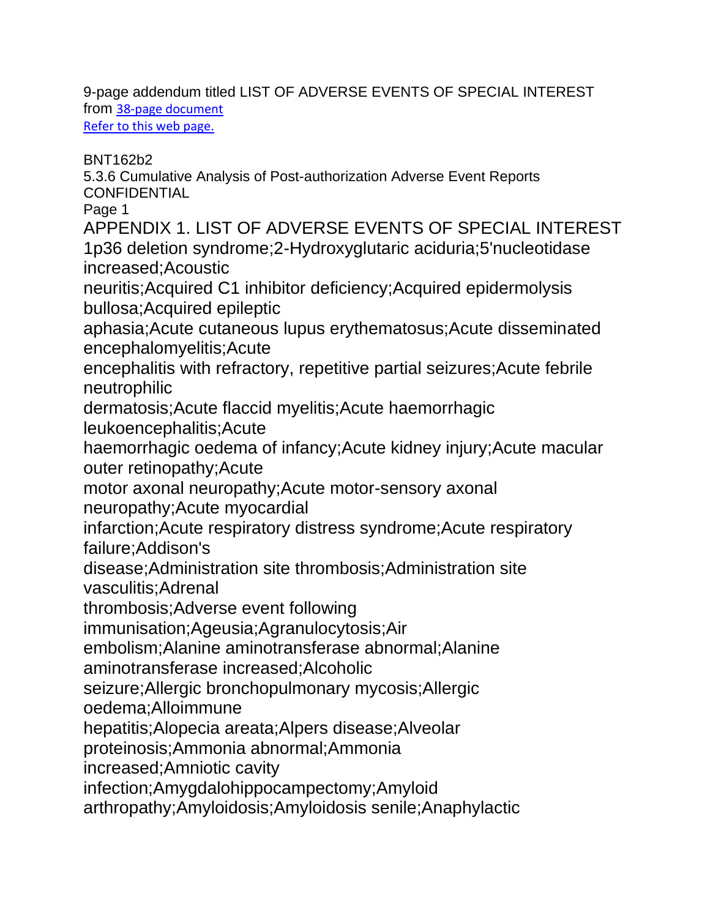9-page addendum titled LIST OF ADVERSE EVENTS OF SPECIAL INTEREST from [38-page document](#)
[Refer to this web page.](#)

BNT162b2
5.3.6 Cumulative Analysis of Post-authorization Adverse Event Reports
CONFIDENTIAL
Page 1

# APPENDIX 1. LIST OF ADVERSE EVENTS OF SPECIAL INTEREST

1p36 deletion syndrome;2-Hydroxyglutaric aciduria;5'nucleotidase increased;Acoustic neuritis;Acquired C1 inhibitor deficiency;Acquired epidermolysis bullosa;Acquired epileptic aphasia;Acute cutaneous lupus erythematosus;Acute disseminated encephalomyelitis;Acute encephalitis with refractory, repetitive partial seizures;Acute febrile neutrophilic dermatosis;Acute flaccid myelitis;Acute haemorrhagic leukoencephalitis;Acute haemorrhagic oedema of infancy;Acute kidney injury;Acute macular outer retinopathy;Acute motor axonal neuropathy;Acute motor-sensory axonal neuropathy;Acute myocardial infarction;Acute respiratory distress syndrome;Acute respiratory failure;Addison's disease;Administration site thrombosis;Administration site vasculitis;Adrenal thrombosis;Adverse event following immunisation;Ageusia;Agranulocytosis;Air embolism;Alanine aminotransferase abnormal;Alanine aminotransferase increased;Alcoholic seizure;Allergic bronchopulmonary mycosis;Allergic oedema;Alloimmune hepatitis;Alopecia areata;Alpers disease;Alveolar proteinosis;Ammonia abnormal;Ammonia increased;Amniotic cavity infection;Amygdalohippocampectomy;Amyloid arthropathy;Amyloidosis;Amyloidosis senile;Anaphylactic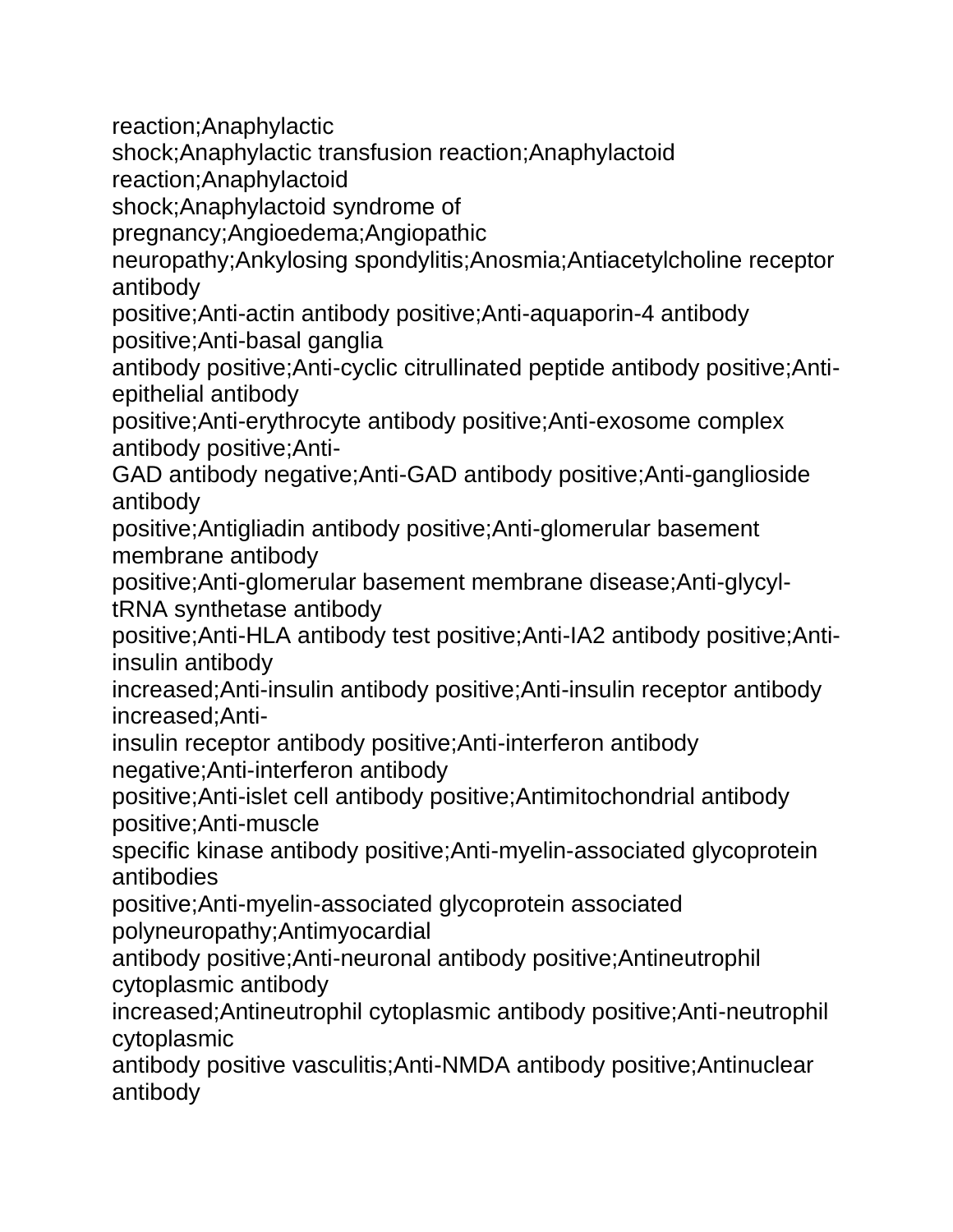reaction;Anaphylactic
shock;Anaphylactic transfusion reaction;Anaphylactoid
reaction;Anaphylactoid
shock;Anaphylactoid syndrome of
pregnancy;Angioedema;Angiopathic
neuropathy;Ankylosing spondylitis;Anosmia;Antiacetylcholine receptor
antibody
positive;Anti-actin antibody positive;Anti-aquaporin-4 antibody
positive;Anti-basal ganglia
antibody positive;Anti-cyclic citrullinated peptide antibody positive;Anti-
epithelial antibody
positive;Anti-erythrocyte antibody positive;Anti-exosome complex
antibody positive;Anti-
GAD antibody negative;Anti-GAD antibody positive;Anti-ganglioside
antibody
positive;Antigliadin antibody positive;Anti-glomerular basement
membrane antibody
positive;Anti-glomerular basement membrane disease;Anti-glycyl-
tRNA synthetase antibody
positive;Anti-HLA antibody test positive;Anti-IA2 antibody positive;Anti-
insulin antibody
increased;Anti-insulin antibody positive;Anti-insulin receptor antibody
increased;Anti-
insulin receptor antibody positive;Anti-interferon antibody
negative;Anti-interferon antibody
positive;Anti-islet cell antibody positive;Antimitochondrial antibody
positive;Anti-muscle
specific kinase antibody positive;Anti-myelin-associated glycoprotein
antibodies
positive;Anti-myelin-associated glycoprotein associated
polyneuropathy;Antimyocardial
antibody positive;Anti-neuronal antibody positive;Antineutrophil
cytoplasmic antibody
increased;Antineutrophil cytoplasmic antibody positive;Anti-neutrophil
cytoplasmic
antibody positive vasculitis;Anti-NMDA antibody positive;Antinuclear
antibody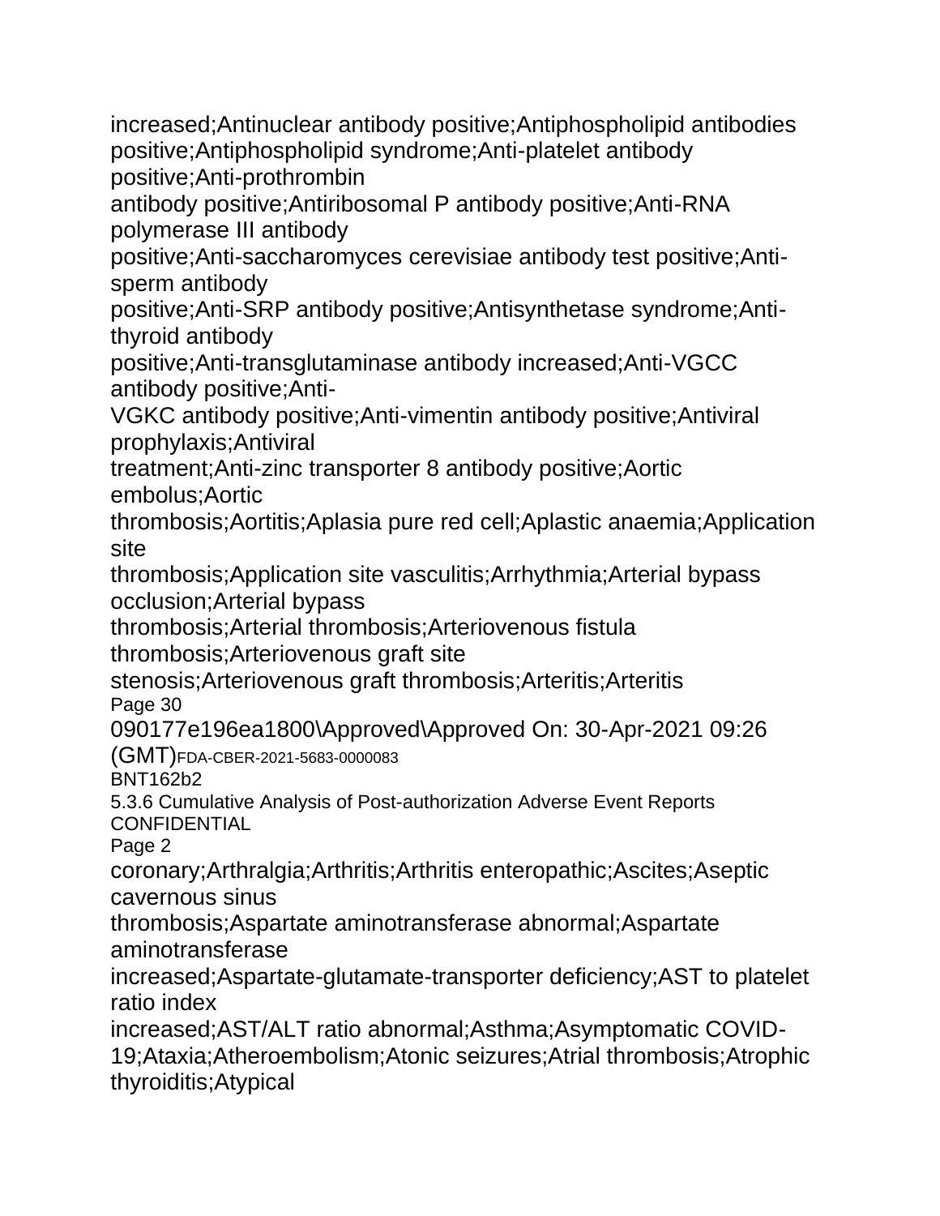increased;Antinuclear antibody positive;Antiphospholipid antibodies positive;Antiphospholipid syndrome;Anti-platelet antibody positive;Anti-prothrombin antibody positive;Antiribosomal P antibody positive;Anti-RNA polymerase III antibody positive;Anti-saccharomyces cerevisiae antibody test positive;Anti-sperm antibody positive;Anti-SRP antibody positive;Antisynthetase syndrome;Anti-thyroid antibody positive;Anti-transglutaminase antibody increased;Anti-VGCC antibody positive;Anti-VGKC antibody positive;Anti-vimentin antibody positive;Antiviral prophylaxis;Antiviral treatment;Anti-zinc transporter 8 antibody positive;Aortic embolus;Aortic thrombosis;Aortitis;Aplasia pure red cell;Aplastic anaemia;Application site thrombosis;Application site vasculitis;Arrhythmia;Arterial bypass occlusion;Arterial bypass thrombosis;Arterial thrombosis;Arteriovenous fistula thrombosis;Arteriovenous graft site stenosis;Arteriovenous graft thrombosis;Arteritis;Arteritis

090177e196ea1800\Approved\Approved On: 30-Apr-2021 09:26 (GMT)FDA-CBER-2021-5683-0000083

BNT162b2
5.3.6 Cumulative Analysis of Post-authorization Adverse Event Reports
CONFIDENTIAL

coronary;Arthralgia;Arthritis;Arthritis enteropathic;Ascites;Aseptic cavernous sinus thrombosis;Aspartate aminotransferase abnormal;Aspartate aminotransferase increased;Aspartate-glutamate-transporter deficiency;AST to platelet ratio index increased;AST/ALT ratio abnormal;Asthma;Asymptomatic COVID-19;Ataxia;Atheroembolism;Atonic seizures;Atrial thrombosis;Atrophic thyroiditis;Atypical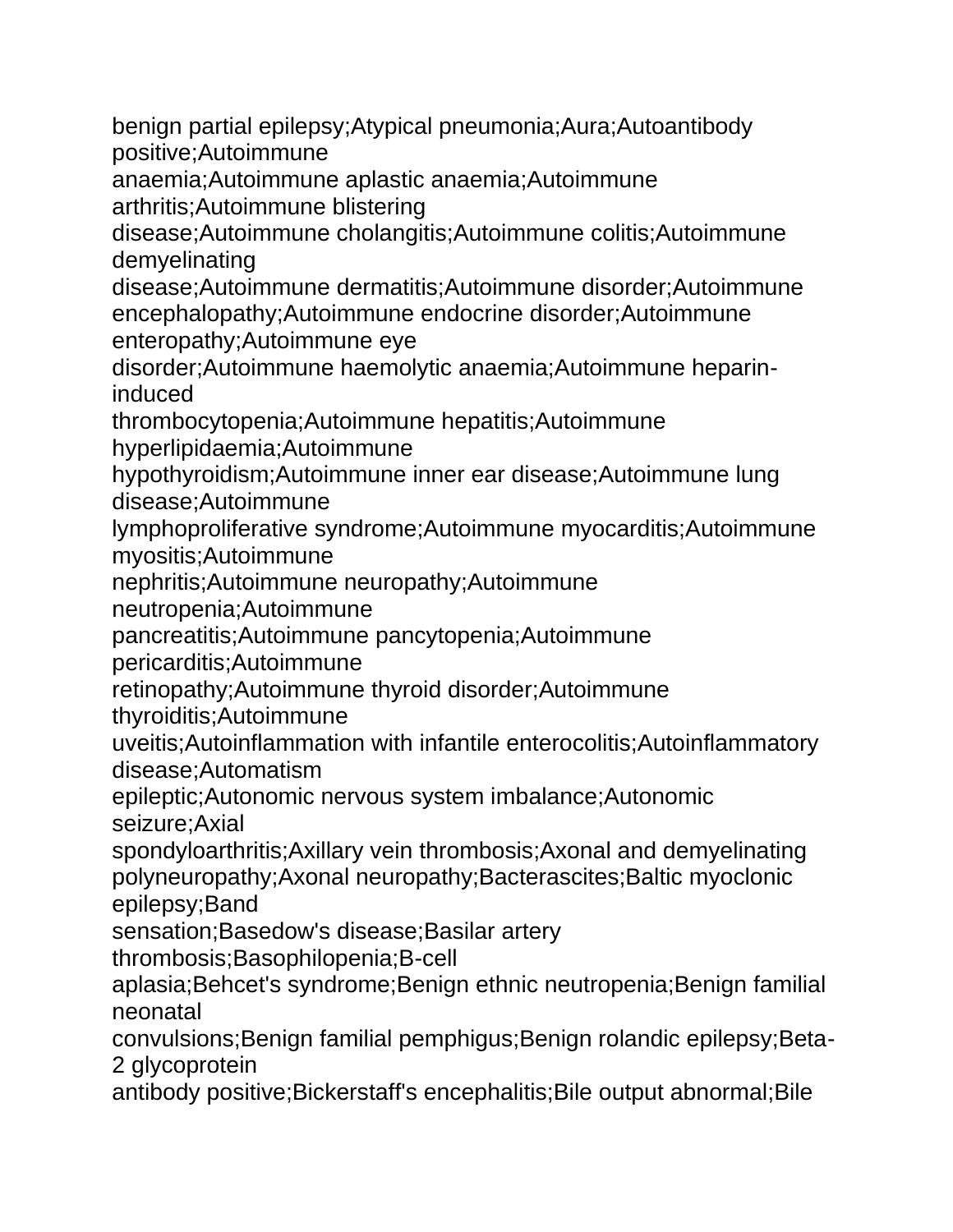benign partial epilepsy;Atypical pneumonia;Aura;Autoantibody positive;Autoimmune anaemia;Autoimmune aplastic anaemia;Autoimmune arthritis;Autoimmune blistering disease;Autoimmune cholangitis;Autoimmune colitis;Autoimmune demyelinating disease;Autoimmune dermatitis;Autoimmune disorder;Autoimmune encephalopathy;Autoimmune endocrine disorder;Autoimmune enteropathy;Autoimmune eye disorder;Autoimmune haemolytic anaemia;Autoimmune heparin-induced thrombocytopenia;Autoimmune hepatitis;Autoimmune hyperlipidaemia;Autoimmune hypothyroidism;Autoimmune inner ear disease;Autoimmune lung disease;Autoimmune lymphoproliferative syndrome;Autoimmune myocarditis;Autoimmune myositis;Autoimmune nephritis;Autoimmune neuropathy;Autoimmune neutropenia;Autoimmune pancreatitis;Autoimmune pancytopenia;Autoimmune pericarditis;Autoimmune retinopathy;Autoimmune thyroid disorder;Autoimmune thyroiditis;Autoimmune uveitis;Autoinflammation with infantile enterocolitis;Autoinflammatory disease;Automatism epileptic;Autonomic nervous system imbalance;Autonomic seizure;Axial spondyloarthritis;Axillary vein thrombosis;Axonal and demyelinating polyneuropathy;Axonal neuropathy;Bacterascites;Baltic myoclonic epilepsy;Band sensation;Basedow's disease;Basilar artery thrombosis;Basophilopenia;B-cell aplasia;Behcet's syndrome;Benign ethnic neutropenia;Benign familial neonatal convulsions;Benign familial pemphigus;Benign rolandic epilepsy;Beta-2 glycoprotein antibody positive;Bickerstaff's encephalitis;Bile output abnormal;Bile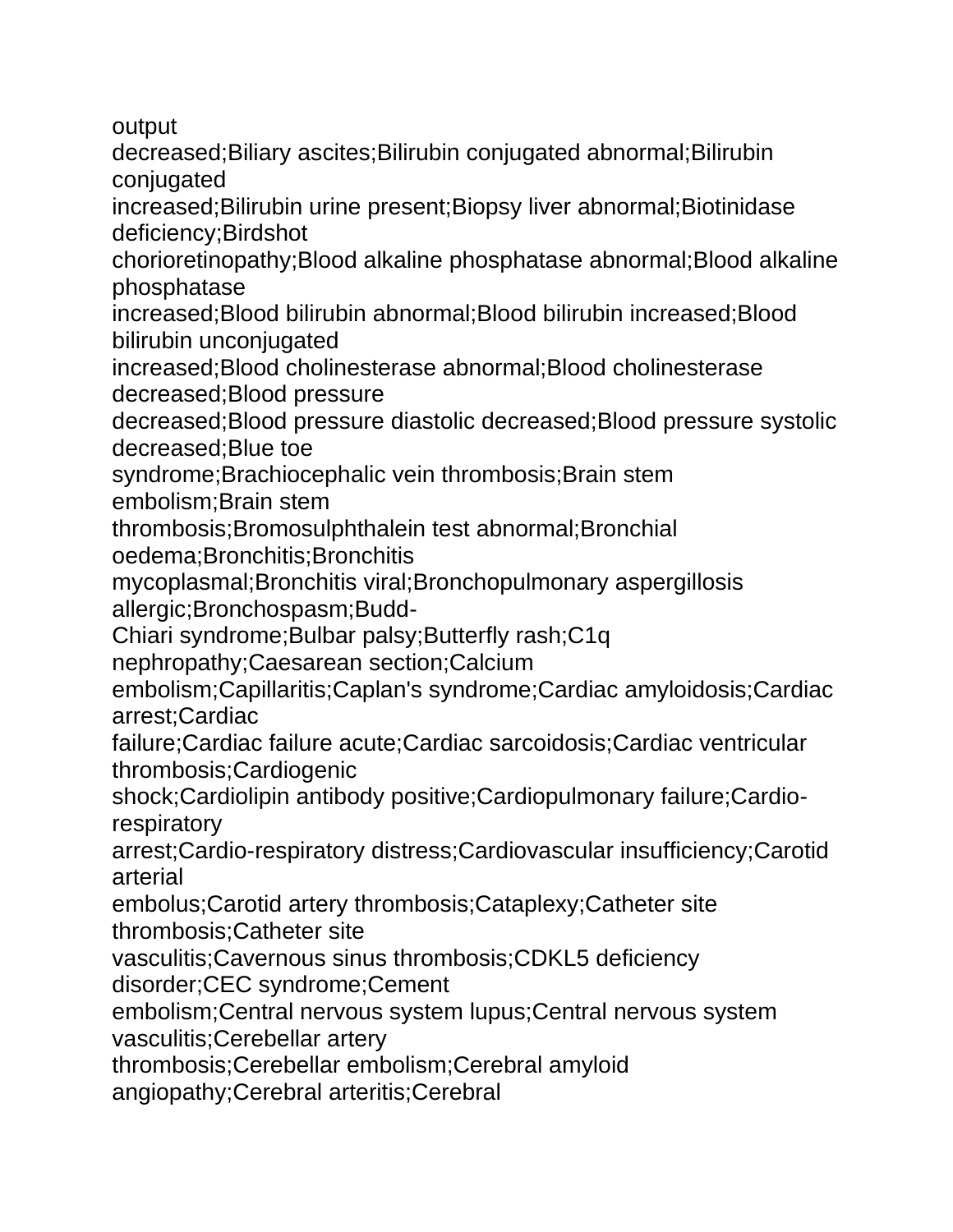output
decreased;Biliary ascites;Bilirubin conjugated abnormal;Bilirubin
conjugated
increased;Bilirubin urine present;Biopsy liver abnormal;Biotinidase
deficiency;Birdshot
chorioretinopathy;Blood alkaline phosphatase abnormal;Blood alkaline
phosphatase
increased;Blood bilirubin abnormal;Blood bilirubin increased;Blood
bilirubin unconjugated
increased;Blood cholinesterase abnormal;Blood cholinesterase
decreased;Blood pressure
decreased;Blood pressure diastolic decreased;Blood pressure systolic
decreased;Blue toe
syndrome;Brachiocephalic vein thrombosis;Brain stem
embolism;Brain stem
thrombosis;Bromosulphthalein test abnormal;Bronchial
oedema;Bronchitis;Bronchitis
mycoplasmal;Bronchitis viral;Bronchopulmonary aspergillosis
allergic;Bronchospasm;Budd-
Chiari syndrome;Bulbar palsy;Butterfly rash;C1q
nephropathy;Caesarean section;Calcium
embolism;Capillaritis;Caplan's syndrome;Cardiac amyloidosis;Cardiac
arrest;Cardiac
failure;Cardiac failure acute;Cardiac sarcoidosis;Cardiac ventricular
thrombosis;Cardiogenic
shock;Cardiolipin antibody positive;Cardiopulmonary failure;Cardio-
respiratory
arrest;Cardio-respiratory distress;Cardiovascular insufficiency;Carotid
arterial
embolus;Carotid artery thrombosis;Cataplexy;Catheter site
thrombosis;Catheter site
vasculitis;Cavernous sinus thrombosis;CDKL5 deficiency
disorder;CEC syndrome;Cement
embolism;Central nervous system lupus;Central nervous system
vasculitis;Cerebellar artery
thrombosis;Cerebellar embolism;Cerebral amyloid
angiopathy;Cerebral arteritis;Cerebral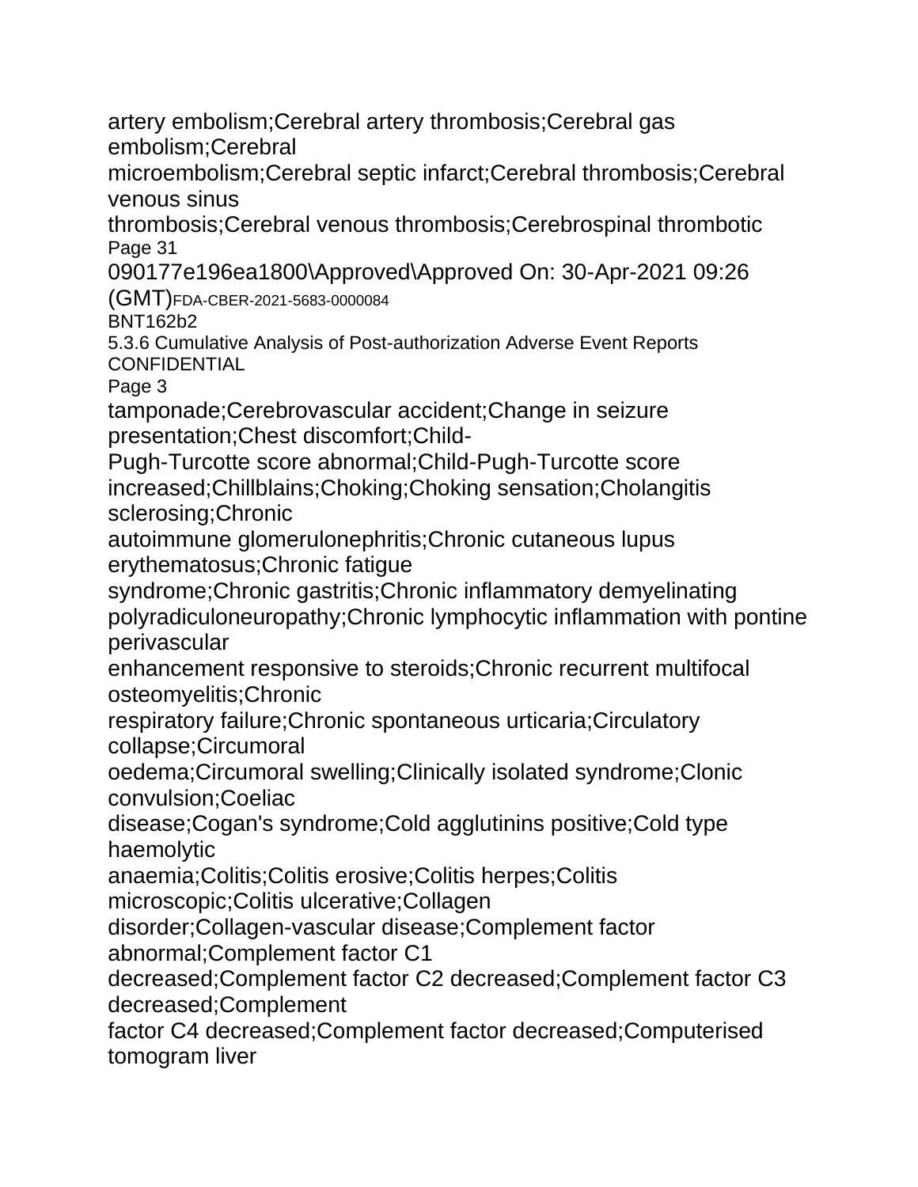artery embolism;Cerebral artery thrombosis;Cerebral gas embolism;Cerebral microembolism;Cerebral septic infarct;Cerebral thrombosis;Cerebral venous sinus thrombosis;Cerebral venous thrombosis;Cerebrospinal thrombotic tamponade;Cerebrovascular accident;Change in seizure presentation;Chest discomfort;Child-Pugh-Turcotte score abnormal;Child-Pugh-Turcotte score increased;Chillblains;Choking;Choking sensation;Cholangitis sclerosing;Chronic autoimmune glomerulonephritis;Chronic cutaneous lupus erythematosus;Chronic fatigue syndrome;Chronic gastritis;Chronic inflammatory demyelinating polyradiculoneuropathy;Chronic lymphocytic inflammation with pontine perivascular enhancement responsive to steroids;Chronic recurrent multifocal osteomyelitis;Chronic respiratory failure;Chronic spontaneous urticaria;Circulatory collapse;Circumoral oedema;Circumoral swelling;Clinically isolated syndrome;Clonic convulsion;Coeliac disease;Cogan's syndrome;Cold agglutinins positive;Cold type haemolytic anaemia;Colitis;Colitis erosive;Colitis herpes;Colitis microscopic;Colitis ulcerative;Collagen disorder;Collagen-vascular disease;Complement factor abnormal;Complement factor C1 decreased;Complement factor C2 decreased;Complement factor C3 decreased;Complement factor C4 decreased;Complement factor decreased;Computerised tomogram liver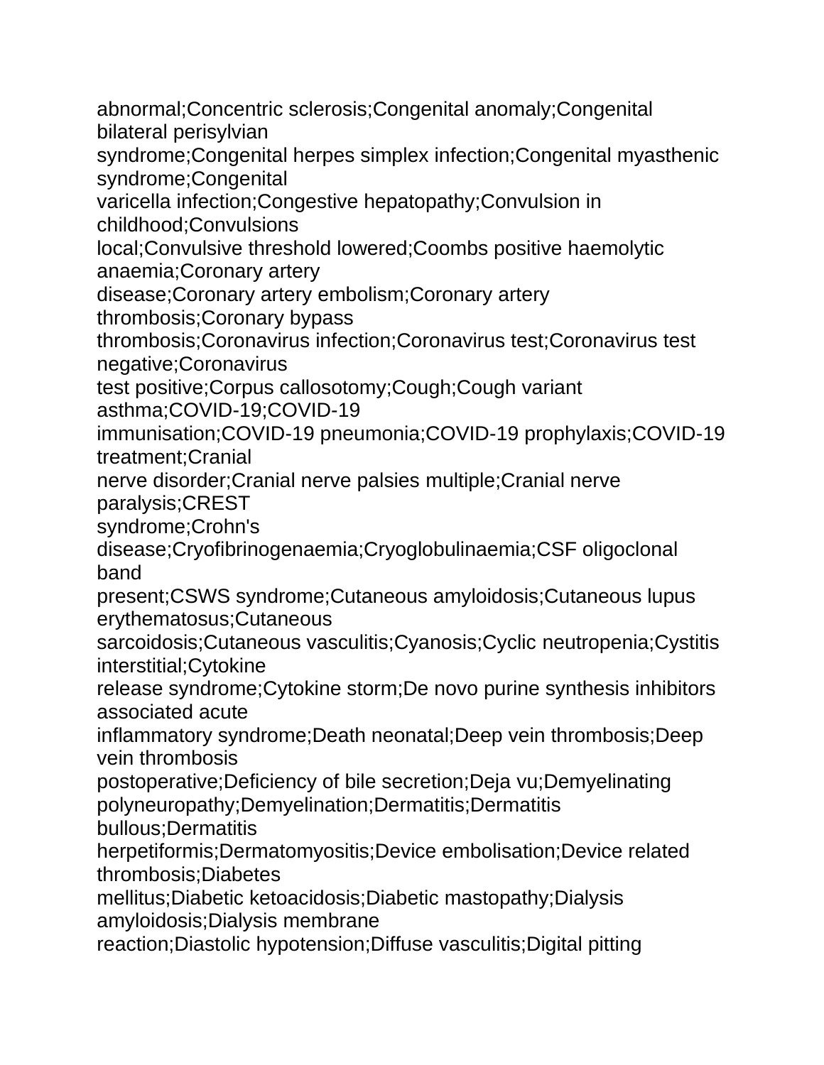abnormal;Concentric sclerosis;Congenital anomaly;Congenital bilateral perisylvian
syndrome;Congenital herpes simplex infection;Congenital myasthenic syndrome;Congenital
varicella infection;Congestive hepatopathy;Convulsion in childhood;Convulsions
local;Convulsive threshold lowered;Coombs positive haemolytic anaemia;Coronary artery
disease;Coronary artery embolism;Coronary artery thrombosis;Coronary bypass
thrombosis;Coronavirus infection;Coronavirus test;Coronavirus test negative;Coronavirus
test positive;Corpus callosotomy;Cough;Cough variant asthma;COVID-19;COVID-19
immunisation;COVID-19 pneumonia;COVID-19 prophylaxis;COVID-19 treatment;Cranial
nerve disorder;Cranial nerve palsies multiple;Cranial nerve paralysis;CREST
syndrome;Crohn's
disease;Cryofibrinogenaemia;Cryoglobulinaemia;CSF oligoclonal band
present;CSWS syndrome;Cutaneous amyloidosis;Cutaneous lupus erythematosus;Cutaneous
sarcoidosis;Cutaneous vasculitis;Cyanosis;Cyclic neutropenia;Cystitis interstitial;Cytokine
release syndrome;Cytokine storm;De novo purine synthesis inhibitors associated acute
inflammatory syndrome;Death neonatal;Deep vein thrombosis;Deep vein thrombosis
postoperative;Deficiency of bile secretion;Deja vu;Demyelinating
polyneuropathy;Demyelination;Dermatitis;Dermatitis bullous;Dermatitis
herpetiformis;Dermatomyositis;Device embolisation;Device related thrombosis;Diabetes
mellitus;Diabetic ketoacidosis;Diabetic mastopathy;Dialysis amyloidosis;Dialysis membrane
reaction;Diastolic hypotension;Diffuse vasculitis;Digital pitting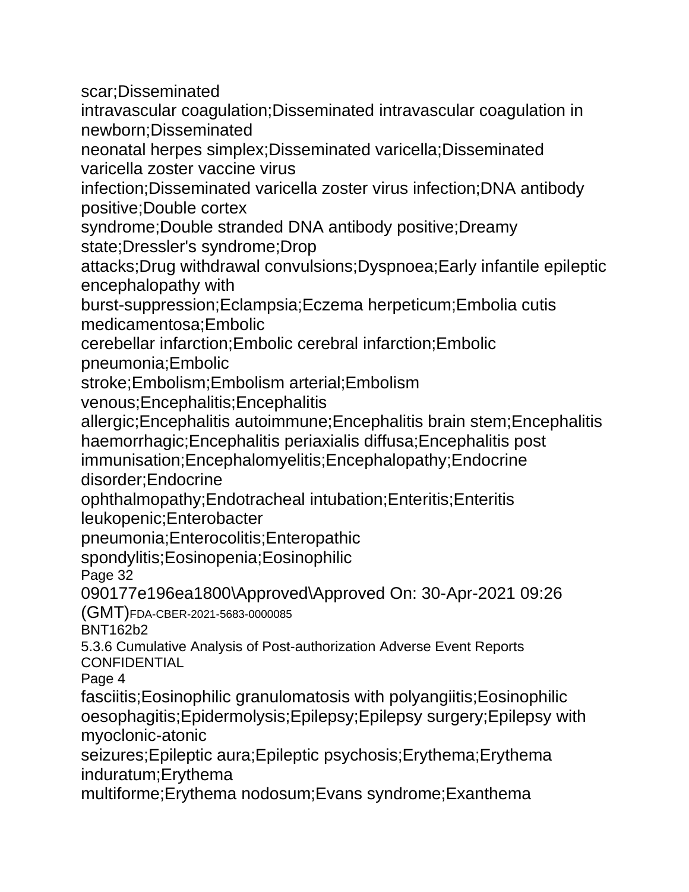scar;Disseminated
intravascular coagulation;Disseminated intravascular coagulation in newborn;Disseminated
neonatal herpes simplex;Disseminated varicella;Disseminated varicella zoster vaccine virus
infection;Disseminated varicella zoster virus infection;DNA antibody positive;Double cortex
syndrome;Double stranded DNA antibody positive;Dreamy state;Dressler's syndrome;Drop
attacks;Drug withdrawal convulsions;Dyspnoea;Early infantile epileptic encephalopathy with
burst-suppression;Eclampsia;Eczema herpeticum;Embolia cutis medicamentosa;Embolic
cerebellar infarction;Embolic cerebral infarction;Embolic pneumonia;Embolic
stroke;Embolism;Embolism arterial;Embolism venous;Encephalitis;Encephalitis
allergic;Encephalitis autoimmune;Encephalitis brain stem;Encephalitis haemorrhagic;Encephalitis periaxialis diffusa;Encephalitis post immunisation;Encephalomyelitis;Encephalopathy;Endocrine disorder;Endocrine
ophthalmopathy;Endotracheal intubation;Enteritis;Enteritis leukopenic;Enterobacter
pneumonia;Enterocolitis;Enteropathic spondylitis;Eosinopenia;Eosinophilic
fasciitis;Eosinophilic granulomatosis with polyangiitis;Eosinophilic oesophagitis;Epidermolysis;Epilepsy;Epilepsy surgery;Epilepsy with myoclonic-atonic
seizures;Epileptic aura;Epileptic psychosis;Erythema;Erythema induratum;Erythema
multiforme;Erythema nodosum;Evans syndrome;Exanthema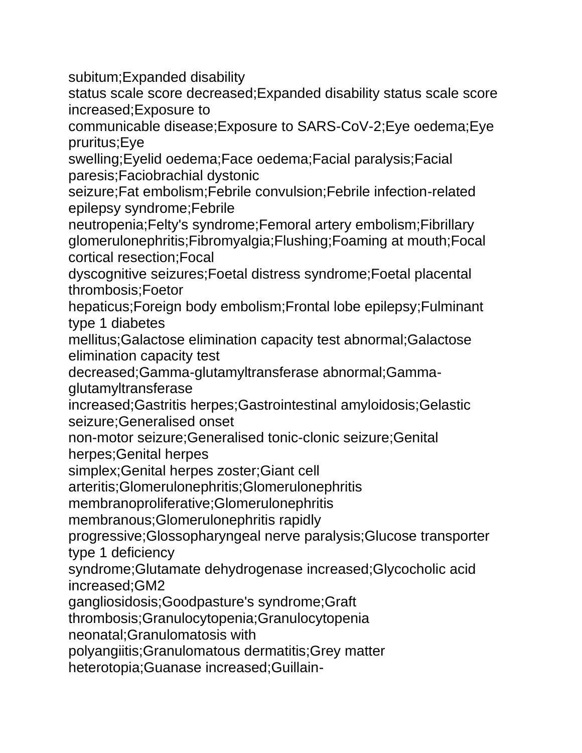subitum;Expanded disability
status scale score decreased;Expanded disability status scale score increased;Exposure to
communicable disease;Exposure to SARS-CoV-2;Eye oedema;Eye pruritus;Eye
swelling;Eyelid oedema;Face oedema;Facial paralysis;Facial paresis;Faciobrachial dystonic
seizure;Fat embolism;Febrile convulsion;Febrile infection-related epilepsy syndrome;Febrile
neutropenia;Felty's syndrome;Femoral artery embolism;Fibrillary glomerulonephritis;Fibromyalgia;Flushing;Foaming at mouth;Focal cortical resection;Focal
dyscognitive seizures;Foetal distress syndrome;Foetal placental thrombosis;Foetor
hepaticus;Foreign body embolism;Frontal lobe epilepsy;Fulminant type 1 diabetes
mellitus;Galactose elimination capacity test abnormal;Galactose elimination capacity test
decreased;Gamma-glutamyltransferase abnormal;Gamma-glutamyltransferase
increased;Gastritis herpes;Gastrointestinal amyloidosis;Gelastic seizure;Generalised onset
non-motor seizure;Generalised tonic-clonic seizure;Genital herpes;Genital herpes
simplex;Genital herpes zoster;Giant cell arteritis;Glomerulonephritis;Glomerulonephritis membranoproliferative;Glomerulonephritis membranous;Glomerulonephritis rapidly
progressive;Glossopharyngeal nerve paralysis;Glucose transporter type 1 deficiency
syndrome;Glutamate dehydrogenase increased;Glycocholic acid increased;GM2
gangliosidosis;Goodpasture's syndrome;Graft thrombosis;Granulocytopenia;Granulocytopenia neonatal;Granulomatosis with
polyangiitis;Granulomatous dermatitis;Grey matter heterotopia;Guanase increased;Guillain-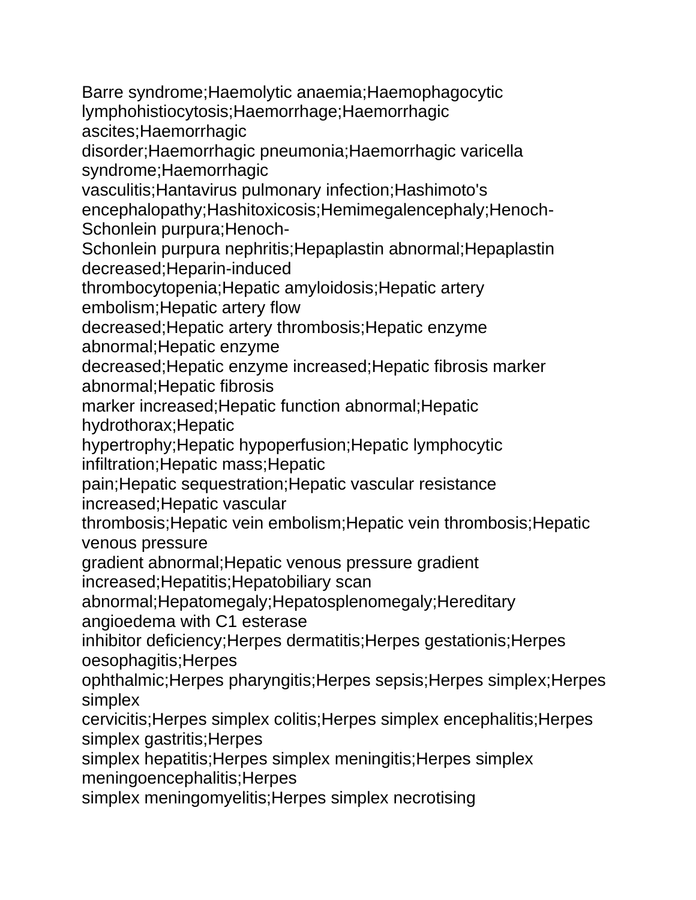Barre syndrome;Haemolytic anaemia;Haemophagocytic lymphohistiocytosis;Haemorrhage;Haemorrhagic ascites;Haemorrhagic disorder;Haemorrhagic pneumonia;Haemorrhagic varicella syndrome;Haemorrhagic vasculitis;Hantavirus pulmonary infection;Hashimoto's encephalopathy;Hashitoxicosis;Hemimegalencephaly;Henoch-Schonlein purpura;Henoch-Schonlein purpura nephritis;Hepaplastin abnormal;Hepaplastin decreased;Heparin-induced thrombocytopenia;Hepatic amyloidosis;Hepatic artery embolism;Hepatic artery flow decreased;Hepatic artery thrombosis;Hepatic enzyme abnormal;Hepatic enzyme decreased;Hepatic enzyme increased;Hepatic fibrosis marker abnormal;Hepatic fibrosis marker increased;Hepatic function abnormal;Hepatic hydrothorax;Hepatic hypertrophy;Hepatic hypoperfusion;Hepatic lymphocytic infiltration;Hepatic mass;Hepatic pain;Hepatic sequestration;Hepatic vascular resistance increased;Hepatic vascular thrombosis;Hepatic vein embolism;Hepatic vein thrombosis;Hepatic venous pressure gradient abnormal;Hepatic venous pressure gradient increased;Hepatitis;Hepatobiliary scan abnormal;Hepatomegaly;Hepatosplenomegaly;Hereditary angioedema with C1 esterase inhibitor deficiency;Herpes dermatitis;Herpes gestationis;Herpes oesophagitis;Herpes ophthalmic;Herpes pharyngitis;Herpes sepsis;Herpes simplex;Herpes simplex cervicitis;Herpes simplex colitis;Herpes simplex encephalitis;Herpes simplex gastritis;Herpes simplex hepatitis;Herpes simplex meningitis;Herpes simplex meningoencephalitis;Herpes simplex meningomyelitis;Herpes simplex necrotising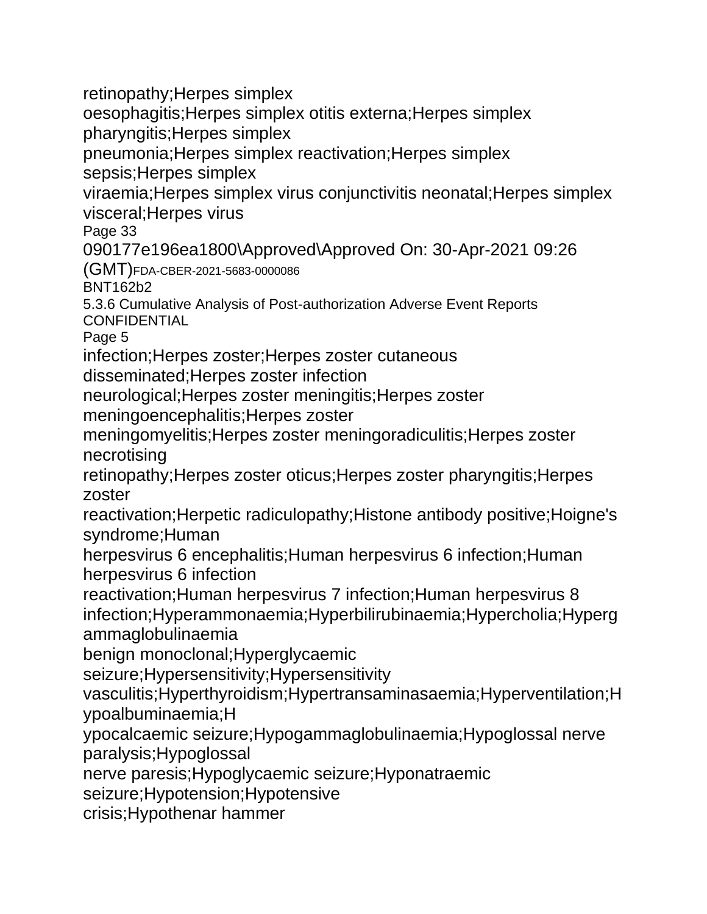retinopathy;Herpes simplex
oesophagitis;Herpes simplex otitis externa;Herpes simplex
pharyngitis;Herpes simplex
pneumonia;Herpes simplex reactivation;Herpes simplex
sepsis;Herpes simplex
viraemia;Herpes simplex virus conjunctivitis neonatal;Herpes simplex
visceral;Herpes virus

090177e196ea1800\Approved\Approved On: 30-Apr-2021 09:26 (GMT)FDA-CBER-2021-5683-0000086

BNT162b2
5.3.6 Cumulative Analysis of Post-authorization Adverse Event Reports
CONFIDENTIAL

infection;Herpes zoster;Herpes zoster cutaneous
disseminated;Herpes zoster infection
neurological;Herpes zoster meningitis;Herpes zoster
meningoencephalitis;Herpes zoster
meningomyelitis;Herpes zoster meningoradiculitis;Herpes zoster
necrotising
retinopathy;Herpes zoster oticus;Herpes zoster pharyngitis;Herpes
zoster
reactivation;Herpetic radiculopathy;Histone antibody positive;Hoigne's
syndrome;Human
herpesvirus 6 encephalitis;Human herpesvirus 6 infection;Human
herpesvirus 6 infection
reactivation;Human herpesvirus 7 infection;Human herpesvirus 8
infection;Hyperammonaemia;Hyperbilirubinaemia;Hypercholia;Hyperg
ammaglobulinaemia
benign monoclonal;Hyperglycaemic
seizure;Hypersensitivity;Hypersensitivity
vasculitis;Hyperthyroidism;Hypertransaminasaemia;Hyperventilation;H
ypoalbuminaemia;H
ypocalcaemic seizure;Hypogammaglobulinaemia;Hypoglossal nerve
paralysis;Hypoglossal
nerve paresis;Hypoglycaemic seizure;Hyponatraemic
seizure;Hypotension;Hypotensive
crisis;Hypothenar hammer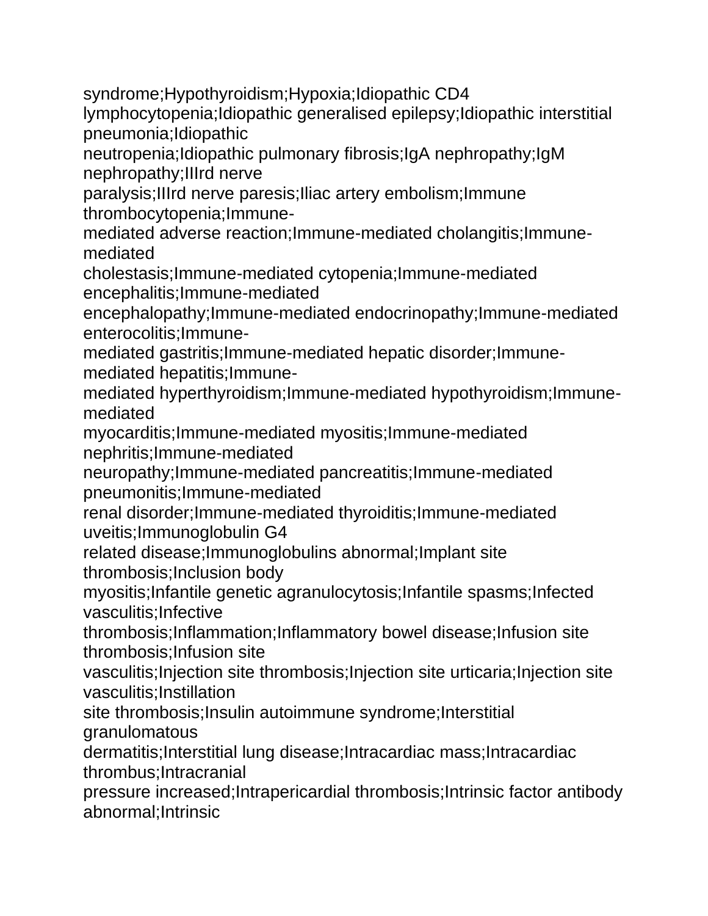syndrome;Hypothyroidism;Hypoxia;Idiopathic CD4 lymphocytopenia;Idiopathic generalised epilepsy;Idiopathic interstitial pneumonia;Idiopathic neutropenia;Idiopathic pulmonary fibrosis;IgA nephropathy;IgM nephropathy;IIIrd nerve paralysis;IIIrd nerve paresis;Iliac artery embolism;Immune thrombocytopenia;Immune-mediated adverse reaction;Immune-mediated cholangitis;Immune-mediated cholestasis;Immune-mediated cytopenia;Immune-mediated encephalitis;Immune-mediated encephalopathy;Immune-mediated endocrinopathy;Immune-mediated enterocolitis;Immune-mediated gastritis;Immune-mediated hepatic disorder;Immune-mediated hepatitis;Immune-mediated hyperthyroidism;Immune-mediated hypothyroidism;Immune-mediated myocarditis;Immune-mediated myositis;Immune-mediated nephritis;Immune-mediated neuropathy;Immune-mediated pancreatitis;Immune-mediated pneumonitis;Immune-mediated renal disorder;Immune-mediated thyroiditis;Immune-mediated uveitis;Immunoglobulin G4 related disease;Immunoglobulins abnormal;Implant site thrombosis;Inclusion body myositis;Infantile genetic agranulocytosis;Infantile spasms;Infected vasculitis;Infective thrombosis;Inflammation;Inflammatory bowel disease;Infusion site thrombosis;Infusion site vasculitis;Injection site thrombosis;Injection site urticaria;Injection site vasculitis;Instillation site thrombosis;Insulin autoimmune syndrome;Interstitial granulomatous dermatitis;Interstitial lung disease;Intracardiac mass;Intracardiac thrombus;Intracranial pressure increased;Intrapericardial thrombosis;Intrinsic factor antibody abnormal;Intrinsic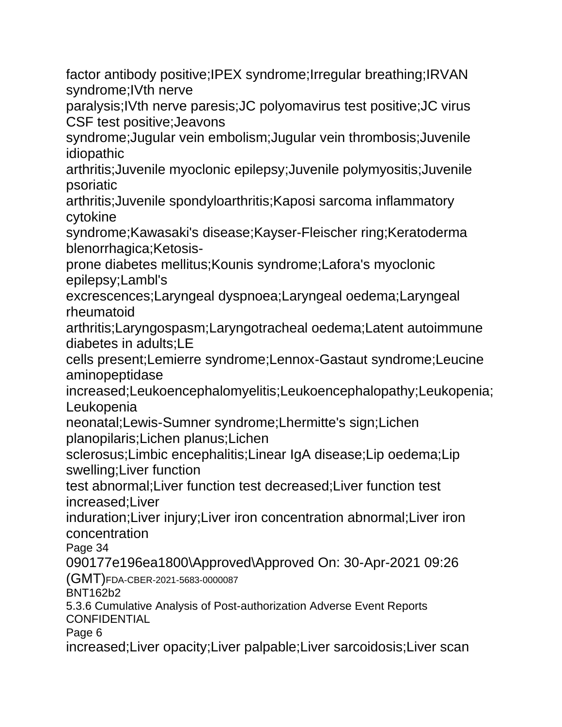factor antibody positive;IPEX syndrome;Irregular breathing;IRVAN syndrome;IVth nerve
paralysis;IVth nerve paresis;JC polyomavirus test positive;JC virus CSF test positive;Jeavons
syndrome;Jugular vein embolism;Jugular vein thrombosis;Juvenile idiopathic
arthritis;Juvenile myoclonic epilepsy;Juvenile polymyositis;Juvenile psoriatic
arthritis;Juvenile spondyloarthritis;Kaposi sarcoma inflammatory cytokine
syndrome;Kawasaki's disease;Kayser-Fleischer ring;Keratoderma blenorrhagica;Ketosis-
prone diabetes mellitus;Kounis syndrome;Lafora's myoclonic epilepsy;Lambl's
excrescences;Laryngeal dyspnoea;Laryngeal oedema;Laryngeal rheumatoid
arthritis;Laryngospasm;Laryngotracheal oedema;Latent autoimmune diabetes in adults;LE
cells present;Lemierre syndrome;Lennox-Gastaut syndrome;Leucine aminopeptidase
increased;Leukoencephalomyelitis;Leukoencephalopathy;Leukopenia;Leukopenia
neonatal;Lewis-Sumner syndrome;Lhermitte's sign;Lichen planopilaris;Lichen planus;Lichen
sclerosus;Limbic encephalitis;Linear IgA disease;Lip oedema;Lip swelling;Liver function
test abnormal;Liver function test decreased;Liver function test increased;Liver
induration;Liver injury;Liver iron concentration abnormal;Liver iron concentration

increased;Liver opacity;Liver palpable;Liver sarcoidosis;Liver scan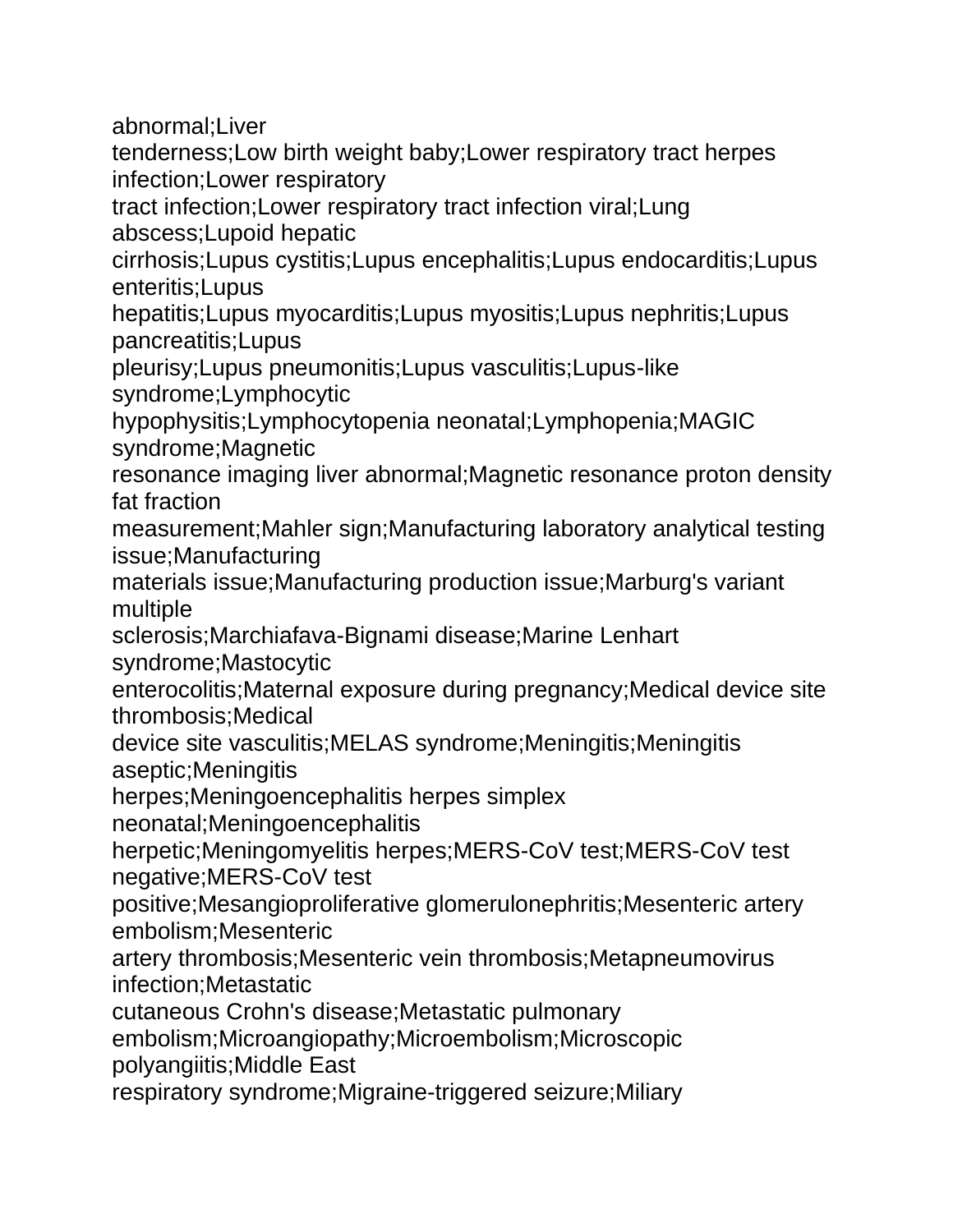abnormal;Liver
tenderness;Low birth weight baby;Lower respiratory tract herpes infection;Lower respiratory
tract infection;Lower respiratory tract infection viral;Lung abscess;Lupoid hepatic
cirrhosis;Lupus cystitis;Lupus encephalitis;Lupus endocarditis;Lupus enteritis;Lupus
hepatitis;Lupus myocarditis;Lupus myositis;Lupus nephritis;Lupus pancreatitis;Lupus
pleurisy;Lupus pneumonitis;Lupus vasculitis;Lupus-like syndrome;Lymphocytic
hypophysitis;Lymphocytopenia neonatal;Lymphopenia;MAGIC syndrome;Magnetic
resonance imaging liver abnormal;Magnetic resonance proton density fat fraction
measurement;Mahler sign;Manufacturing laboratory analytical testing issue;Manufacturing
materials issue;Manufacturing production issue;Marburg's variant multiple
sclerosis;Marchiafava-Bignami disease;Marine Lenhart syndrome;Mastocytic
enterocolitis;Maternal exposure during pregnancy;Medical device site thrombosis;Medical
device site vasculitis;MELAS syndrome;Meningitis;Meningitis aseptic;Meningitis
herpes;Meningoencephalitis herpes simplex neonatal;Meningoencephalitis
herpetic;Meningomyelitis herpes;MERS-CoV test;MERS-CoV test negative;MERS-CoV test
positive;Mesangioproliferative glomerulonephritis;Mesenteric artery embolism;Mesenteric
artery thrombosis;Mesenteric vein thrombosis;Metapneumovirus infection;Metastatic
cutaneous Crohn's disease;Metastatic pulmonary
embolism;Microangiopathy;Microembolism;Microscopic polyangiitis;Middle East
respiratory syndrome;Migraine-triggered seizure;Miliary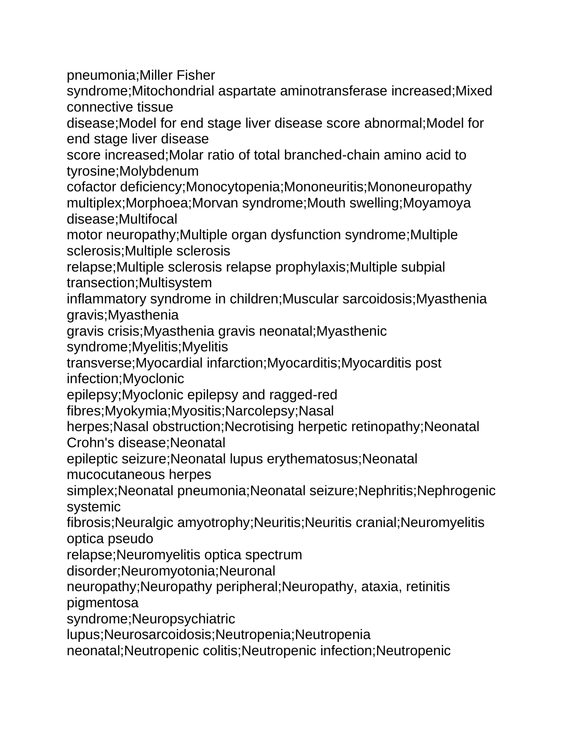pneumonia;Miller Fisher
syndrome;Mitochondrial aspartate aminotransferase increased;Mixed connective tissue
disease;Model for end stage liver disease score abnormal;Model for end stage liver disease
score increased;Molar ratio of total branched-chain amino acid to tyrosine;Molybdenum
cofactor deficiency;Monocytopenia;Mononeuritis;Mononeuropathy multiplex;Morphoea;Morvan syndrome;Mouth swelling;Moyamoya disease;Multifocal
motor neuropathy;Multiple organ dysfunction syndrome;Multiple sclerosis;Multiple sclerosis
relapse;Multiple sclerosis relapse prophylaxis;Multiple subpial transection;Multisystem
inflammatory syndrome in children;Muscular sarcoidosis;Myasthenia gravis;Myasthenia
gravis crisis;Myasthenia gravis neonatal;Myasthenic syndrome;Myelitis;Myelitis
transverse;Myocardial infarction;Myocarditis;Myocarditis post infection;Myoclonic
epilepsy;Myoclonic epilepsy and ragged-red fibres;Myokymia;Myositis;Narcolepsy;Nasal
herpes;Nasal obstruction;Necrotising herpetic retinopathy;Neonatal Crohn's disease;Neonatal
epileptic seizure;Neonatal lupus erythematosus;Neonatal mucocutaneous herpes
simplex;Neonatal pneumonia;Neonatal seizure;Nephritis;Nephrogenic systemic
fibrosis;Neuralgic amyotrophy;Neuritis;Neuritis cranial;Neuromyelitis optica pseudo
relapse;Neuromyelitis optica spectrum disorder;Neuromyotonia;Neuronal
neuropathy;Neuropathy peripheral;Neuropathy, ataxia, retinitis pigmentosa
syndrome;Neuropsychiatric lupus;Neurosarcoidosis;Neutropenia;Neutropenia
neonatal;Neutropenic colitis;Neutropenic infection;Neutropenic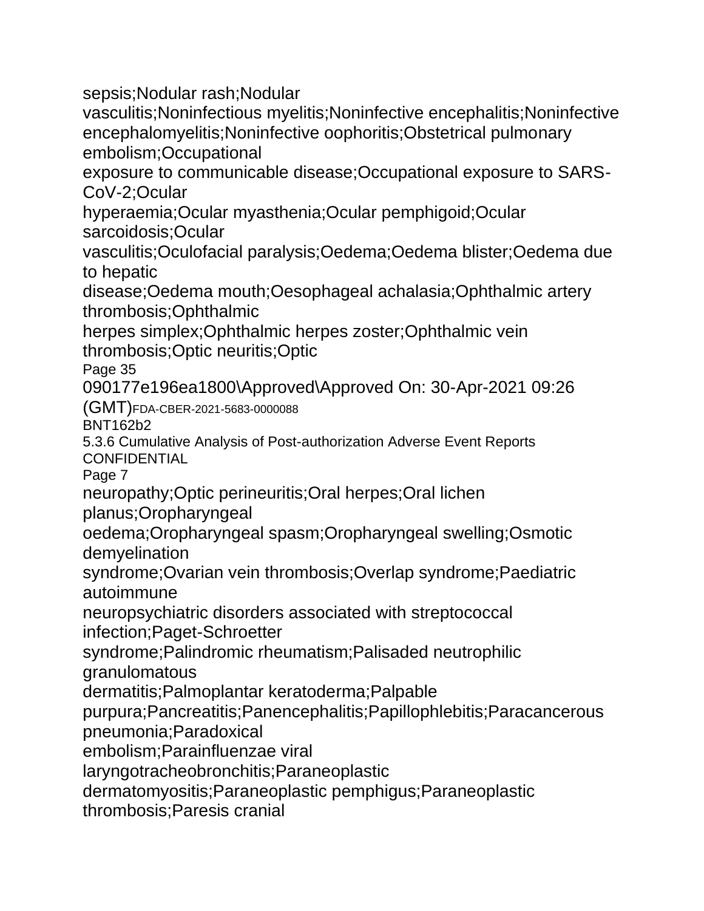sepsis;Nodular rash;Nodular vasculitis;Noninfectious myelitis;Noninfective encephalitis;Noninfective encephalomyelitis;Noninfective oophoritis;Obstetrical pulmonary embolism;Occupational exposure to communicable disease;Occupational exposure to SARS-CoV-2;Ocular hyperaemia;Ocular myasthenia;Ocular pemphigoid;Ocular sarcoidosis;Ocular vasculitis;Oculofacial paralysis;Oedema;Oedema blister;Oedema due to hepatic disease;Oedema mouth;Oesophageal achalasia;Ophthalmic artery thrombosis;Ophthalmic herpes simplex;Ophthalmic herpes zoster;Ophthalmic vein thrombosis;Optic neuritis;Optic neuropathy;Optic perineuritis;Oral herpes;Oral lichen planus;Oropharyngeal oedema;Oropharyngeal spasm;Oropharyngeal swelling;Osmotic demyelination syndrome;Ovarian vein thrombosis;Overlap syndrome;Paediatric autoimmune neuropsychiatric disorders associated with streptococcal infection;Paget-Schroetter syndrome;Palindromic rheumatism;Palisaded neutrophilic granulomatous dermatitis;Palmoplantar keratoderma;Palpable purpura;Pancreatitis;Panencephalitis;Papillophlebitis;Paracancerous pneumonia;Paradoxical embolism;Parainfluenzae viral laryngotracheobronchitis;Paraneoplastic dermatomyositis;Paraneoplastic pemphigus;Paraneoplastic thrombosis;Paresis cranial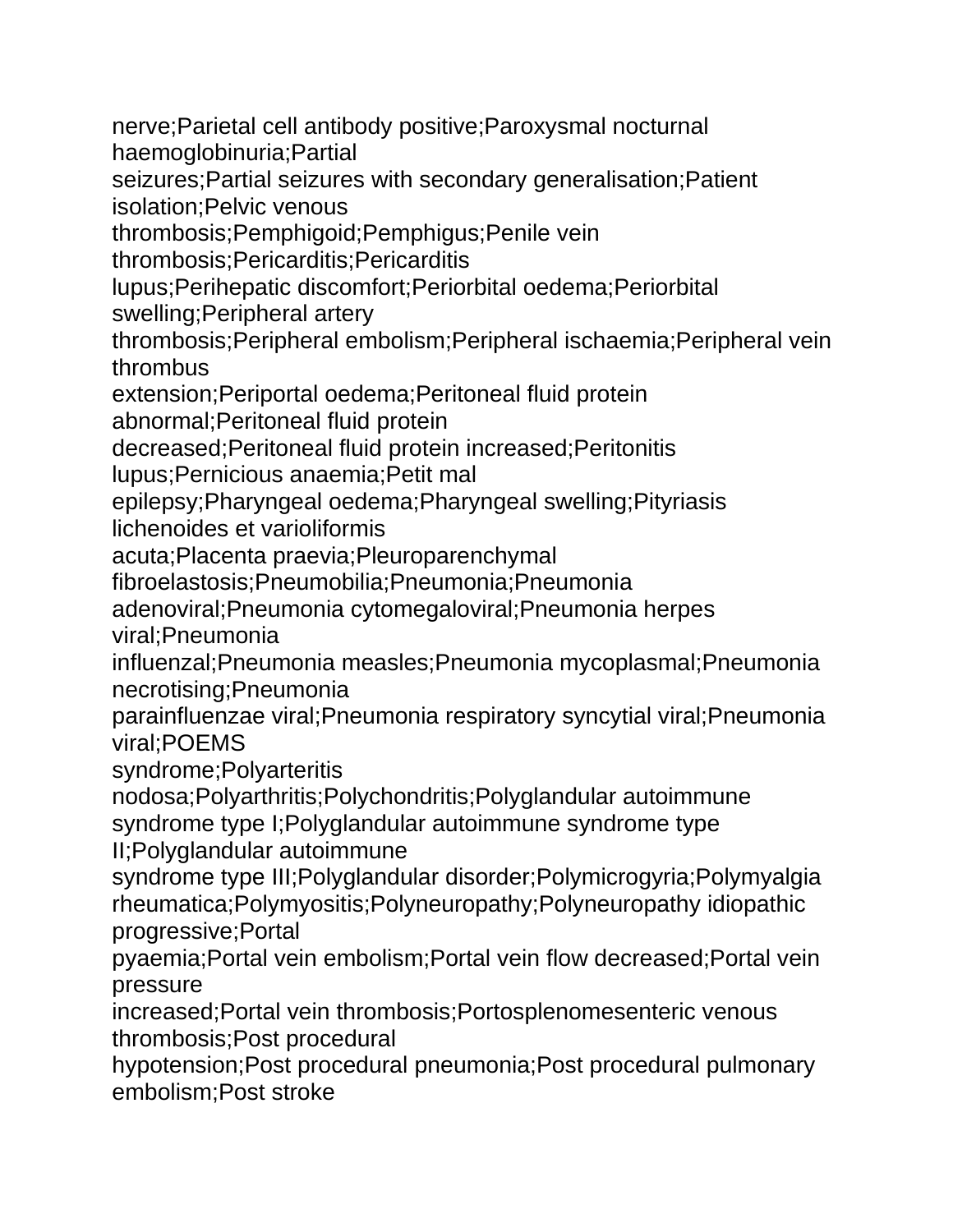nerve;Parietal cell antibody positive;Paroxysmal nocturnal haemoglobinuria;Partial
seizures;Partial seizures with secondary generalisation;Patient isolation;Pelvic venous
thrombosis;Pemphigoid;Pemphigus;Penile vein thrombosis;Pericarditis;Pericarditis
lupus;Perihepatic discomfort;Periorbital oedema;Periorbital swelling;Peripheral artery
thrombosis;Peripheral embolism;Peripheral ischaemia;Peripheral vein thrombus
extension;Periportal oedema;Peritoneal fluid protein abnormal;Peritoneal fluid protein
decreased;Peritoneal fluid protein increased;Peritonitis lupus;Pernicious anaemia;Petit mal
epilepsy;Pharyngeal oedema;Pharyngeal swelling;Pityriasis lichenoides et varioliformis
acuta;Placenta praevia;Pleuroparenchymal fibroelastosis;Pneumobilia;Pneumonia;Pneumonia
adenoviral;Pneumonia cytomegaloviral;Pneumonia herpes viral;Pneumonia
influenzal;Pneumonia measles;Pneumonia mycoplasmal;Pneumonia necrotising;Pneumonia
parainfluenzae viral;Pneumonia respiratory syncytial viral;Pneumonia viral;POEMS
syndrome;Polyarteritis nodosa;Polyarthritis;Polychondritis;Polyglandular autoimmune
syndrome type I;Polyglandular autoimmune syndrome type II;Polyglandular autoimmune
syndrome type III;Polyglandular disorder;Polymicrogyria;Polymyalgia
rheumatica;Polymyositis;Polyneuropathy;Polyneuropathy idiopathic progressive;Portal
pyaemia;Portal vein embolism;Portal vein flow decreased;Portal vein pressure
increased;Portal vein thrombosis;Portosplenomesenteric venous thrombosis;Post procedural
hypotension;Post procedural pneumonia;Post procedural pulmonary embolism;Post stroke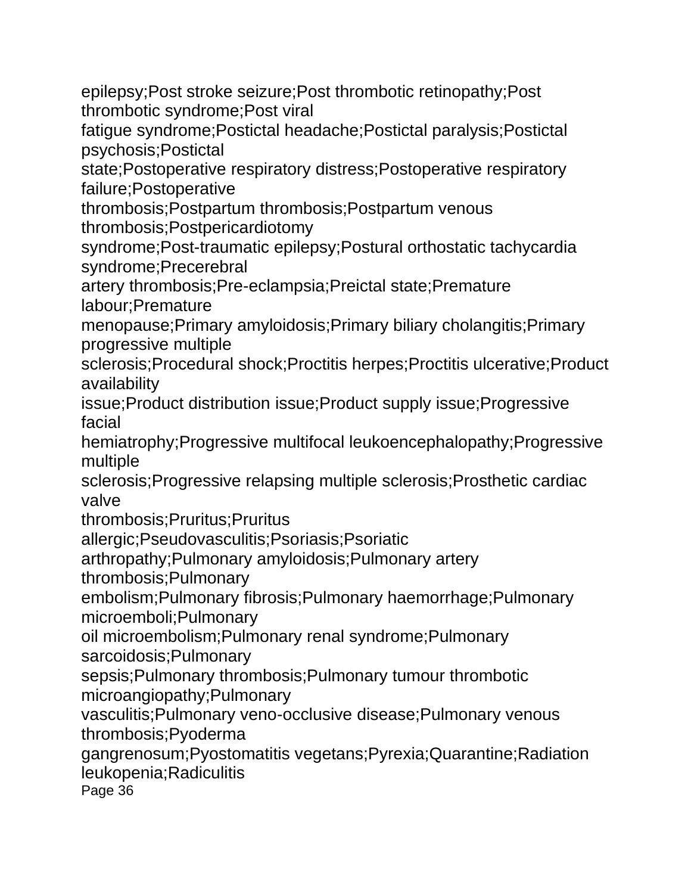epilepsy;Post stroke seizure;Post thrombotic retinopathy;Post thrombotic syndrome;Post viral fatigue syndrome;Postictal headache;Postictal paralysis;Postictal psychosis;Postictal state;Postoperative respiratory distress;Postoperative respiratory failure;Postoperative thrombosis;Postpartum thrombosis;Postpartum venous thrombosis;Postpericardiotomy syndrome;Post-traumatic epilepsy;Postural orthostatic tachycardia syndrome;Precerebral artery thrombosis;Pre-eclampsia;Preictal state;Premature labour;Premature menopause;Primary amyloidosis;Primary biliary cholangitis;Primary progressive multiple sclerosis;Procedural shock;Proctitis herpes;Proctitis ulcerative;Product availability issue;Product distribution issue;Product supply issue;Progressive facial hemiatrophy;Progressive multifocal leukoencephalopathy;Progressive multiple sclerosis;Progressive relapsing multiple sclerosis;Prosthetic cardiac valve thrombosis;Pruritus;Pruritus allergic;Pseudovasculitis;Psoriasis;Psoriatic arthropathy;Pulmonary amyloidosis;Pulmonary artery thrombosis;Pulmonary embolism;Pulmonary fibrosis;Pulmonary haemorrhage;Pulmonary microemboli;Pulmonary oil microembolism;Pulmonary renal syndrome;Pulmonary sarcoidosis;Pulmonary sepsis;Pulmonary thrombosis;Pulmonary tumour thrombotic microangiopathy;Pulmonary vasculitis;Pulmonary veno-occlusive disease;Pulmonary venous thrombosis;Pyoderma gangrenosum;Pyostomatitis vegetans;Pyrexia;Quarantine;Radiation leukopenia;Radiculitis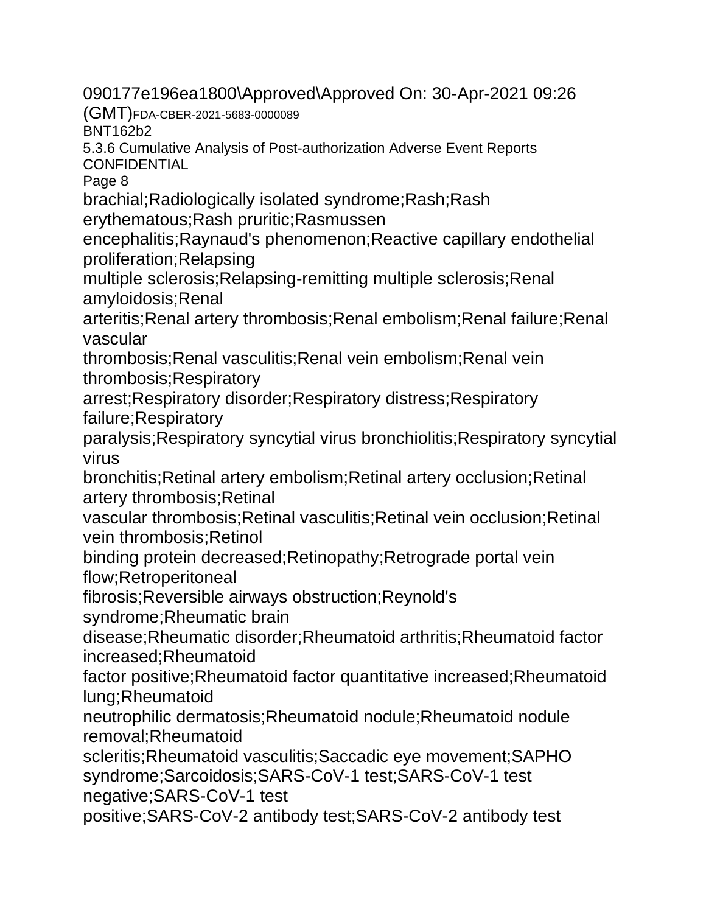brachial;Radiologically isolated syndrome;Rash;Rash erythematous;Rash pruritic;Rasmussen encephalitis;Raynaud's phenomenon;Reactive capillary endothelial proliferation;Relapsing multiple sclerosis;Relapsing-remitting multiple sclerosis;Renal amyloidosis;Renal arteritis;Renal artery thrombosis;Renal embolism;Renal failure;Renal vascular thrombosis;Renal vasculitis;Renal vein embolism;Renal vein thrombosis;Respiratory arrest;Respiratory disorder;Respiratory distress;Respiratory failure;Respiratory paralysis;Respiratory syncytial virus bronchiolitis;Respiratory syncytial virus bronchitis;Retinal artery embolism;Retinal artery occlusion;Retinal artery thrombosis;Retinal vascular thrombosis;Retinal vasculitis;Retinal vein occlusion;Retinal vein thrombosis;Retinol binding protein decreased;Retinopathy;Retrograde portal vein flow;Retroperitoneal fibrosis;Reversible airways obstruction;Reynold's syndrome;Rheumatic brain disease;Rheumatic disorder;Rheumatoid arthritis;Rheumatoid factor increased;Rheumatoid factor positive;Rheumatoid factor quantitative increased;Rheumatoid lung;Rheumatoid neutrophilic dermatosis;Rheumatoid nodule;Rheumatoid nodule removal;Rheumatoid scleritis;Rheumatoid vasculitis;Saccadic eye movement;SAPHO syndrome;Sarcoidosis;SARS-CoV-1 test;SARS-CoV-1 test negative;SARS-CoV-1 test positive;SARS-CoV-2 antibody test;SARS-CoV-2 antibody test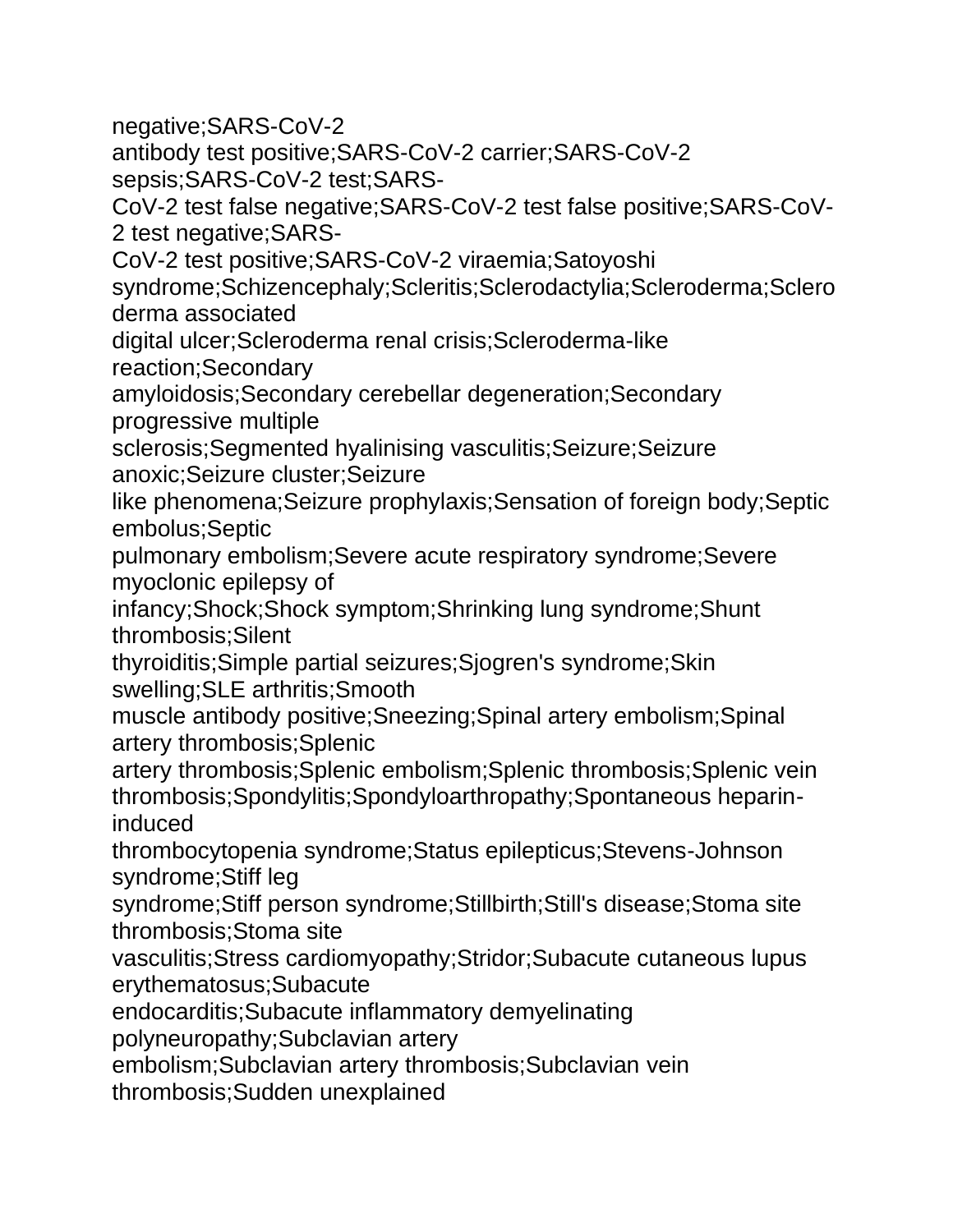negative;SARS-CoV-2
antibody test positive;SARS-CoV-2 carrier;SARS-CoV-2
sepsis;SARS-CoV-2 test;SARS-
CoV-2 test false negative;SARS-CoV-2 test false positive;SARS-CoV-2 test negative;SARS-
CoV-2 test positive;SARS-CoV-2 viraemia;Satoyoshi
syndrome;Schizencephaly;Scleritis;Sclerodactylia;Scleroderma;Scleroderma associated
digital ulcer;Scleroderma renal crisis;Scleroderma-like
reaction;Secondary
amyloidosis;Secondary cerebellar degeneration;Secondary
progressive multiple
sclerosis;Segmented hyalinising vasculitis;Seizure;Seizure
anoxic;Seizure cluster;Seizure
like phenomena;Seizure prophylaxis;Sensation of foreign body;Septic
embolus;Septic
pulmonary embolism;Severe acute respiratory syndrome;Severe
myoclonic epilepsy of
infancy;Shock;Shock symptom;Shrinking lung syndrome;Shunt
thrombosis;Silent
thyroiditis;Simple partial seizures;Sjogren's syndrome;Skin
swelling;SLE arthritis;Smooth
muscle antibody positive;Sneezing;Spinal artery embolism;Spinal
artery thrombosis;Splenic
artery thrombosis;Splenic embolism;Splenic thrombosis;Splenic vein
thrombosis;Spondylitis;Spondyloarthropathy;Spontaneous heparin-induced
thrombocytopenia syndrome;Status epilepticus;Stevens-Johnson
syndrome;Stiff leg
syndrome;Stiff person syndrome;Stillbirth;Still's disease;Stoma site
thrombosis;Stoma site
vasculitis;Stress cardiomyopathy;Stridor;Subacute cutaneous lupus
erythematosus;Subacute
endocarditis;Subacute inflammatory demyelinating
polyneuropathy;Subclavian artery
embolism;Subclavian artery thrombosis;Subclavian vein
thrombosis;Sudden unexplained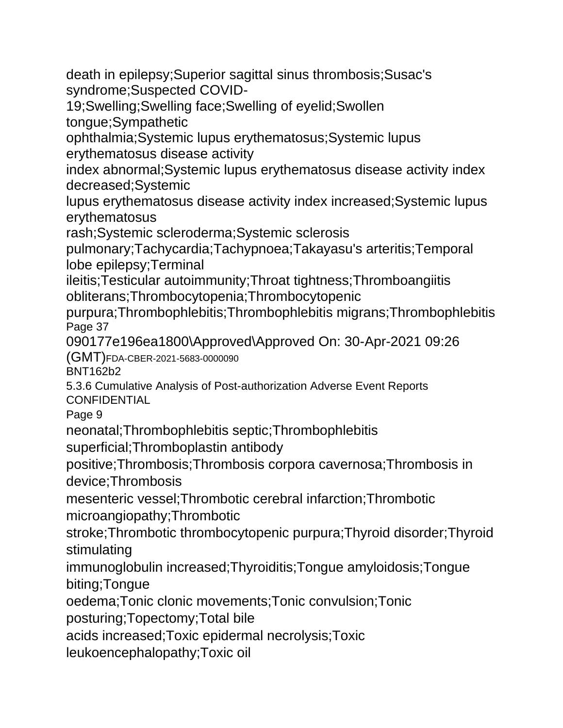death in epilepsy;Superior sagittal sinus thrombosis;Susac's syndrome;Suspected COVID-19;Swelling;Swelling face;Swelling of eyelid;Swollen tongue;Sympathetic ophthalmia;Systemic lupus erythematosus;Systemic lupus erythematosus disease activity index abnormal;Systemic lupus erythematosus disease activity index decreased;Systemic lupus erythematosus disease activity index increased;Systemic lupus erythematosus rash;Systemic scleroderma;Systemic sclerosis pulmonary;Tachycardia;Tachypnoea;Takayasu's arteritis;Temporal lobe epilepsy;Terminal ileitis;Testicular autoimmunity;Throat tightness;Thromboangiitis obliterans;Thrombocytopenia;Thrombocytopenic purpura;Thrombophlebitis;Thrombophlebitis migrans;Thrombophlebitis neonatal;Thrombophlebitis septic;Thrombophlebitis superficial;Thromboplastin antibody positive;Thrombosis;Thrombosis corpora cavernosa;Thrombosis in device;Thrombosis mesenteric vessel;Thrombotic cerebral infarction;Thrombotic microangiopathy;Thrombotic stroke;Thrombotic thrombocytopenic purpura;Thyroid disorder;Thyroid stimulating immunoglobulin increased;Thyroiditis;Tongue amyloidosis;Tongue biting;Tongue oedema;Tonic clonic movements;Tonic convulsion;Tonic posturing;Topectomy;Total bile acids increased;Toxic epidermal necrolysis;Toxic leukoencephalopathy;Toxic oil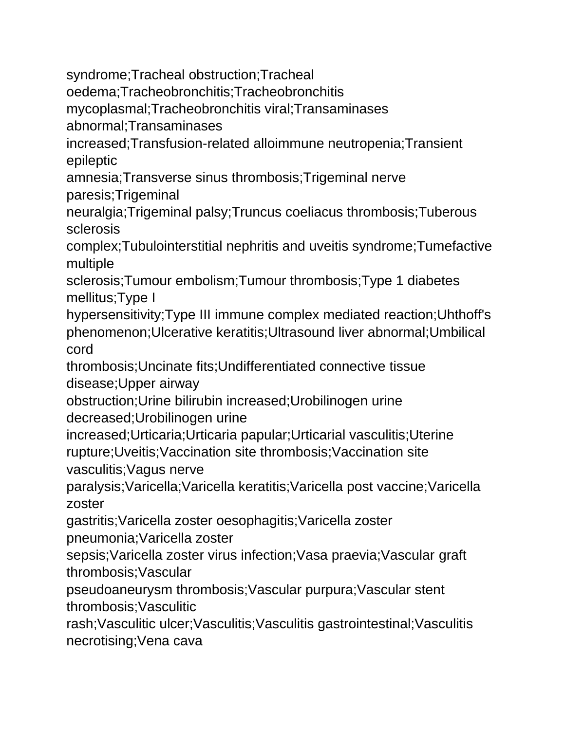syndrome;Tracheal obstruction;Tracheal
oedema;Tracheobronchitis;Tracheobronchitis
mycoplasmal;Tracheobronchitis viral;Transaminases
abnormal;Transaminases
increased;Transfusion-related alloimmune neutropenia;Transient
epileptic
amnesia;Transverse sinus thrombosis;Trigeminal nerve
paresis;Trigeminal
neuralgia;Trigeminal palsy;Truncus coeliacus thrombosis;Tuberous
sclerosis
complex;Tubulointerstitial nephritis and uveitis syndrome;Tumefactive
multiple
sclerosis;Tumour embolism;Tumour thrombosis;Type 1 diabetes
mellitus;Type I
hypersensitivity;Type III immune complex mediated reaction;Uhthoff's
phenomenon;Ulcerative keratitis;Ultrasound liver abnormal;Umbilical
cord
thrombosis;Uncinate fits;Undifferentiated connective tissue
disease;Upper airway
obstruction;Urine bilirubin increased;Urobilinogen urine
decreased;Urobilinogen urine
increased;Urticaria;Urticaria papular;Urticarial vasculitis;Uterine
rupture;Uveitis;Vaccination site thrombosis;Vaccination site
vasculitis;Vagus nerve
paralysis;Varicella;Varicella keratitis;Varicella post vaccine;Varicella
zoster
gastritis;Varicella zoster oesophagitis;Varicella zoster
pneumonia;Varicella zoster
sepsis;Varicella zoster virus infection;Vasa praevia;Vascular graft
thrombosis;Vascular
pseudoaneurysm thrombosis;Vascular purpura;Vascular stent
thrombosis;Vasculitic
rash;Vasculitic ulcer;Vasculitis;Vasculitis gastrointestinal;Vasculitis
necrotising;Vena cava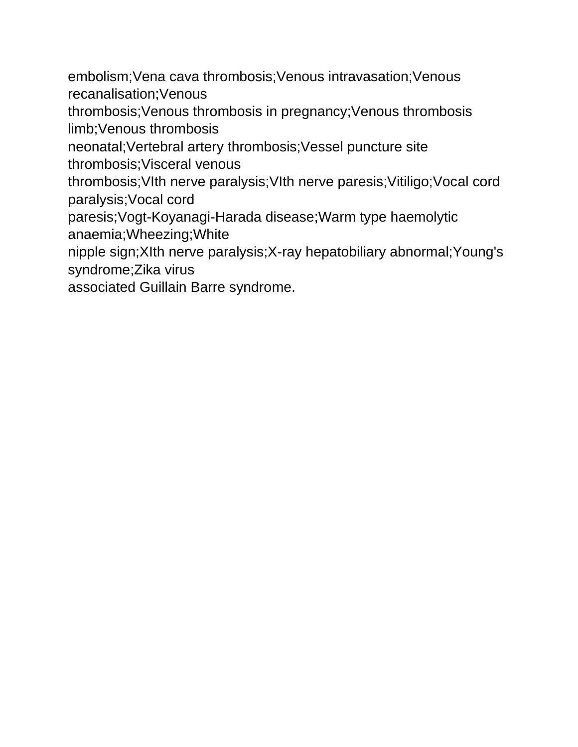embolism;Vena cava thrombosis;Venous intravasation;Venous recanalisation;Venous thrombosis;Venous thrombosis in pregnancy;Venous thrombosis limb;Venous thrombosis neonatal;Vertebral artery thrombosis;Vessel puncture site thrombosis;Visceral venous thrombosis;VIth nerve paralysis;VIth nerve paresis;Vitiligo;Vocal cord paralysis;Vocal cord paresis;Vogt-Koyanagi-Harada disease;Warm type haemolytic anaemia;Wheezing;White nipple sign;XIth nerve paralysis;X-ray hepatobiliary abnormal;Young's syndrome;Zika virus associated Guillain Barre syndrome.